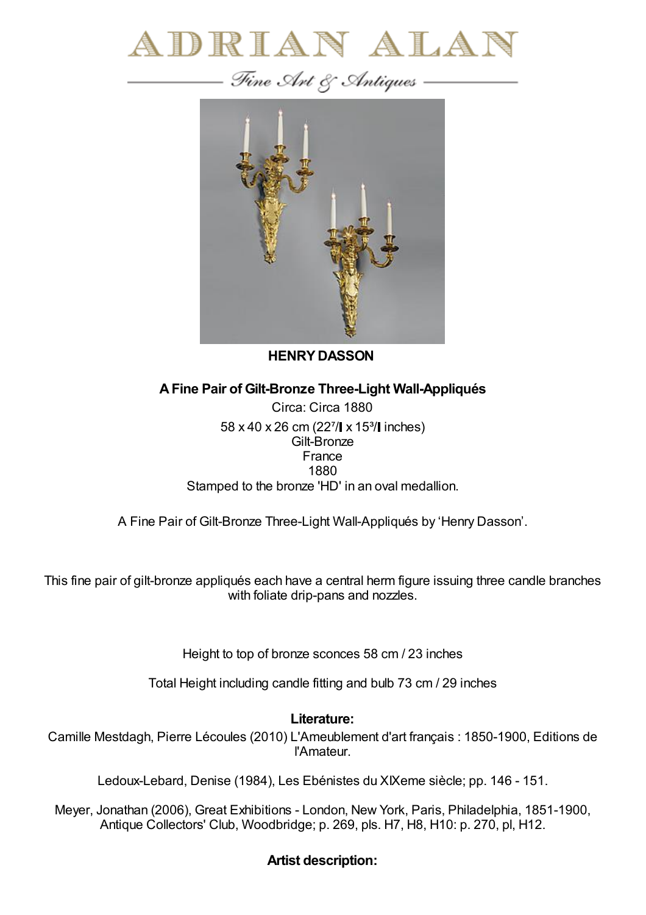# ADRIAN ALAN

Fine Art & Antiques

**HENRY DASSON**

**A Fine Pair of Gilt-Bronze Three-Light Wall-Appliqués**

Circa: Circa 1880

58 x 40 x 26 cm (22⁷/▌x 15³/▌inches)

Gilt-Bronze

France

1880

Stamped to the bronze 'HD' in an oval medallion.

A Fine Pair of Gilt-Bronze Three-Light Wall-Appliqués by 'Henry Dasson'.

This fine pair of gilt-bronze appliqués each have a central herm figure issuing three candle branches with foliate drip-pans and nozzles.

Height to top of bronze sconces 58 cm / 23 inches

Total Height including candle fitting and bulb 73 cm / 29 inches

**Literature:**

Camille Mestdagh, Pierre Lécoules (2010) L'Ameublement d'art français : 1850-1900, Editions de l'Amateur.

Ledoux-Lebard, Denise (1984), Les Ebénistes du XIXeme siècle; pp. 146 - 151.

Meyer, Jonathan (2006), Great Exhibitions - London, New York, Paris, Philadelphia, 1851-1900, Antique Collectors' Club, Woodbridge; p. 269, pls. H7, H8, H10: p. 270, pl, H12.

**Artist description:**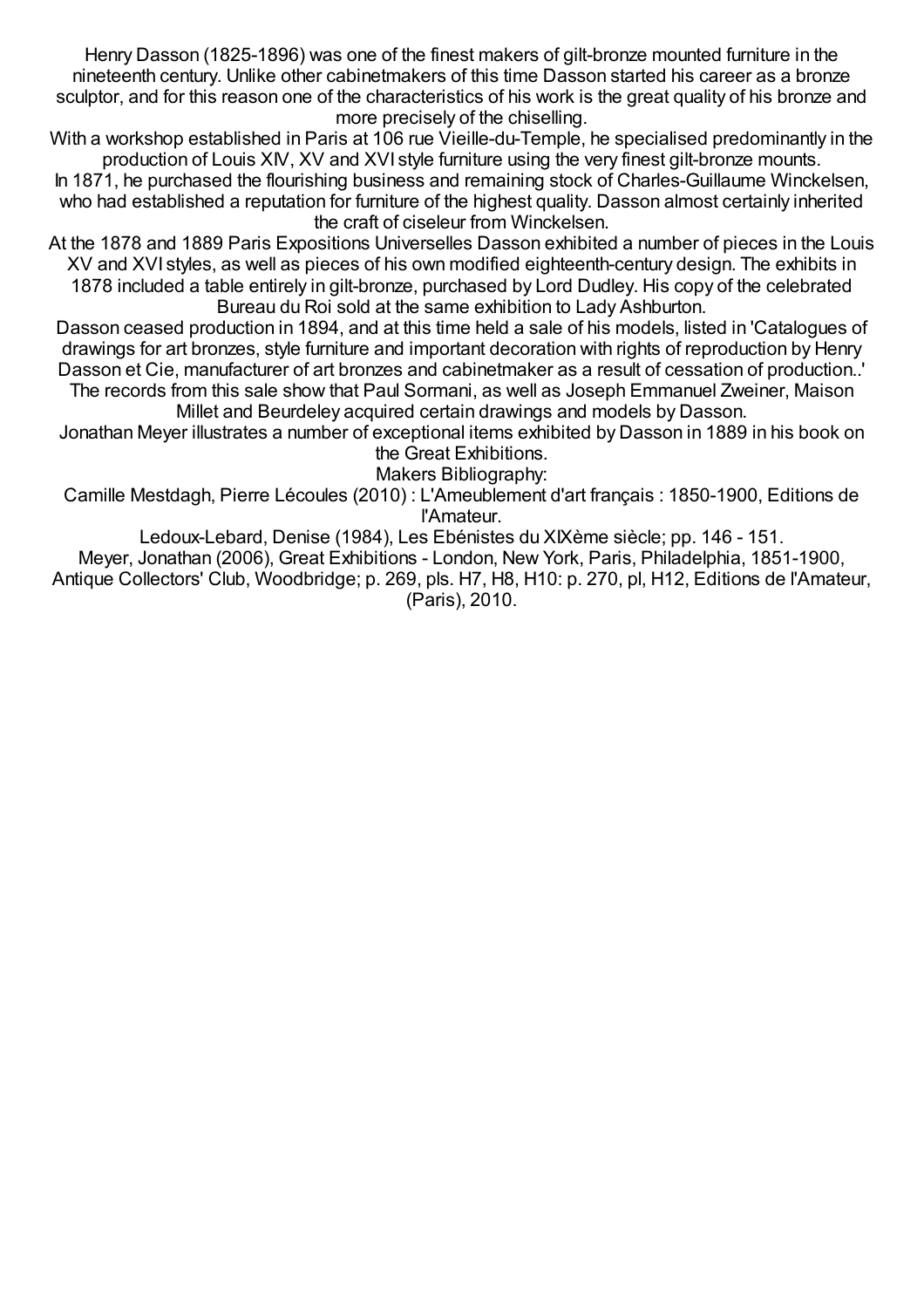Henry Dasson (1825-1896) was one of the finest makers of gilt-bronze mounted furniture in the nineteenth century. Unlike other cabinetmakers of this time Dasson started his career as a bronze sculptor, and for this reason one of the characteristics of his work is the great quality of his bronze and more precisely of the chiselling.

With a workshop established in Paris at 106 rue Vieille-du-Temple, he specialised predominantly in the production of Louis XIV, XV and XVI style furniture using the very finest gilt-bronze mounts.

In 1871, he purchased the flourishing business and remaining stock of Charles-Guillaume Winckelsen, who had established a reputation for furniture of the highest quality. Dasson almost certainly inherited the craft of ciseleur from Winckelsen.

At the 1878 and 1889 Paris Expositions Universelles Dasson exhibited a number of pieces in the Louis XV and XVI styles, as well as pieces of his own modified eighteenth-century design. The exhibits in 1878 included a table entirely in gilt-bronze, purchased by Lord Dudley. His copy of the celebrated Bureau du Roi sold at the same exhibition to Lady Ashburton.

Dasson ceased production in 1894, and at this time held a sale of his models, listed in 'Catalogues of drawings for art bronzes, style furniture and important decoration with rights of reproduction by Henry Dasson et Cie, manufacturer of art bronzes and cabinetmaker as a result of cessation of production..' The records from this sale show that Paul Sormani, as well as Joseph Emmanuel Zweiner, Maison Millet and Beurdeley acquired certain drawings and models by Dasson.

Jonathan Meyer illustrates a number of exceptional items exhibited by Dasson in 1889 in his book on the Great Exhibitions.

Makers Bibliography:

Camille Mestdagh, Pierre Lécoules (2010) : L'Ameublement d'art français : 1850-1900, Editions de l'Amateur.

Ledoux-Lebard, Denise (1984), Les Ebénistes du XIXème siècle; pp. 146 - 151.

Meyer, Jonathan (2006), Great Exhibitions - London, New York, Paris, Philadelphia, 1851-1900, Antique Collectors' Club, Woodbridge; p. 269, pls. H7, H8, H10: p. 270, pl, H12, Editions de l'Amateur, (Paris), 2010.